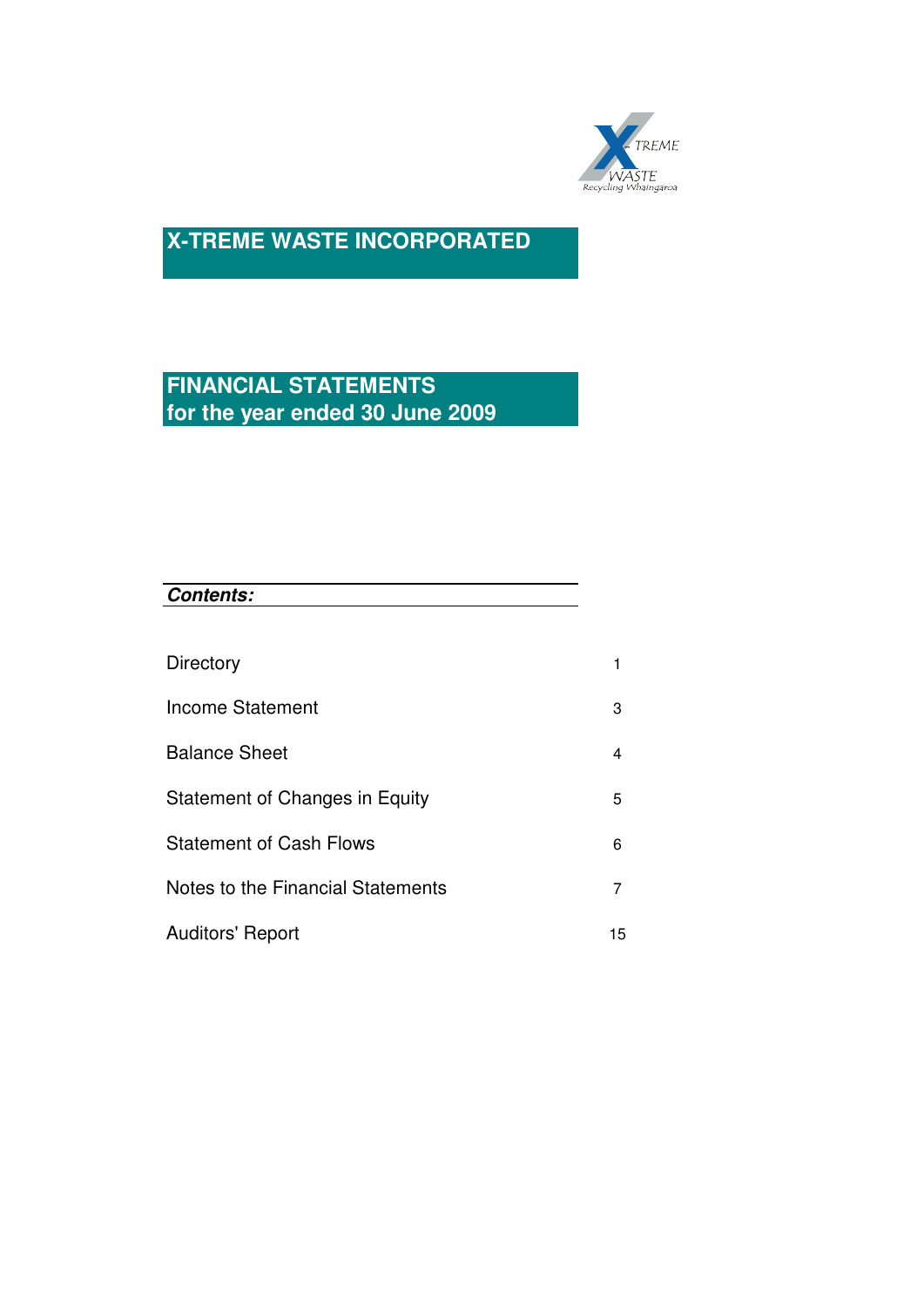# X-TREME WASTE INCORPORATED

## FINANCIAL STATEMENTS for the year ended 30 June 2009

***Contents:***

| | |
|---|---|
| Directory | 1 |
| Income Statement | 3 |
| Balance Sheet | 4 |
| Statement of Changes in Equity | 5 |
| Statement of Cash Flows | 6 |
| Notes to the Financial Statements | 7 |
| Auditors' Report | 15 |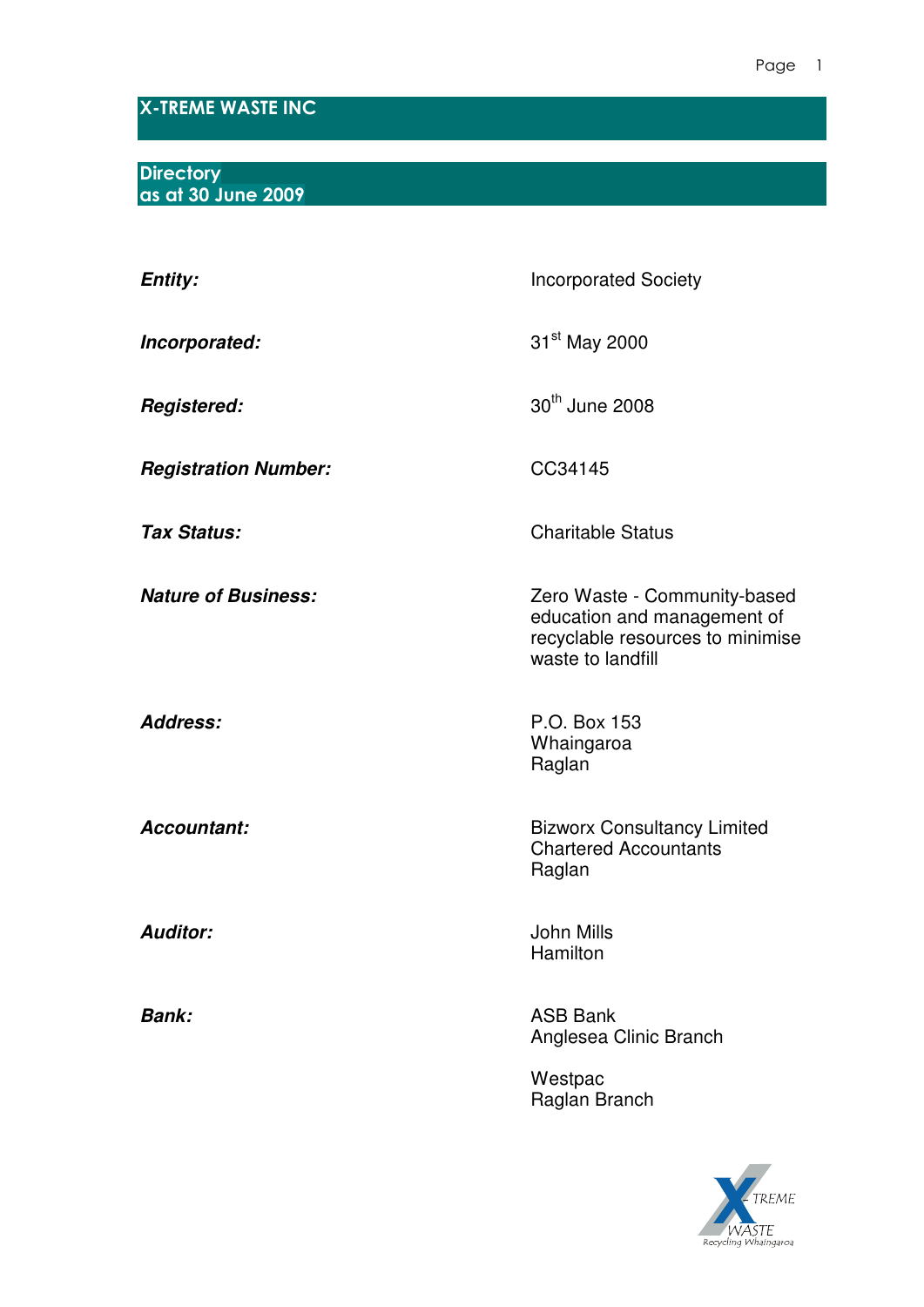# X-TREME WASTE INC

## Directory
## as at 30 June 2009

| | |
|---|---|
| ***Entity:*** | Incorporated Society |
| ***Incorporated:*** | 31st May 2000 |
| ***Registered:*** | 30th June 2008 |
| ***Registration Number:*** | CC34145 |
| ***Tax Status:*** | Charitable Status |
| ***Nature of Business:*** | Zero Waste - Community-based education and management of recyclable resources to minimise waste to landfill |
| ***Address:*** | P.O. Box 153<br>Whaingaroa<br>Raglan |
| ***Accountant:*** | Bizworx Consultancy Limited<br>Chartered Accountants<br>Raglan |
| ***Auditor:*** | John Mills<br>Hamilton |
| ***Bank:*** | ASB Bank<br>Anglesea Clinic Branch<br><br>Westpac<br>Raglan Branch |

X-TREME WASTE
Recycling Whaingaroa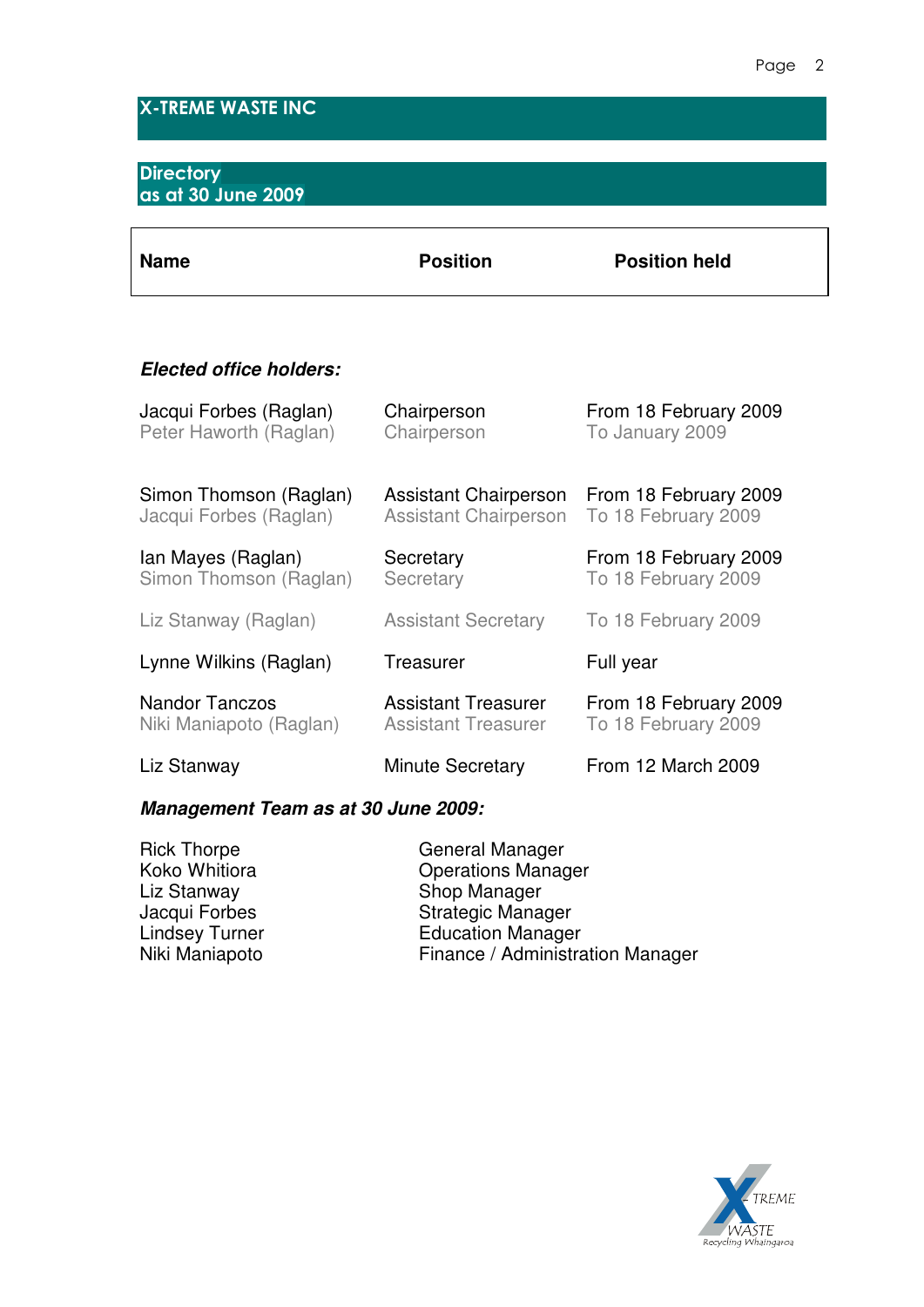# X-TREME WASTE INC

## Directory
## as at 30 June 2009

| Name | Position | Position held |
|---|---|---|
| ***Elected office holders:*** | | |
| Jacqui Forbes (Raglan) | Chairperson | From 18 February 2009 |
| Peter Haworth (Raglan) | Chairperson | To January 2009 |
| Simon Thomson (Raglan) | Assistant Chairperson | From 18 February 2009 |
| Jacqui Forbes (Raglan) | Assistant Chairperson | To 18 February 2009 |
| Ian Mayes (Raglan) | Secretary | From 18 February 2009 |
| Simon Thomson (Raglan) | Secretary | To 18 February 2009 |
| Liz Stanway (Raglan) | Assistant Secretary | To 18 February 2009 |
| Lynne Wilkins (Raglan) | Treasurer | Full year |
| Nandor Tanczos | Assistant Treasurer | From 18 February 2009 |
| Niki Maniapoto (Raglan) | Assistant Treasurer | To 18 February 2009 |
| Liz Stanway | Minute Secretary | From 12 March 2009 |

***Management Team as at 30 June 2009:***

| | |
|---|---|
| Rick Thorpe | General Manager |
| Koko Whitiora | Operations Manager |
| Liz Stanway | Shop Manager |
| Jacqui Forbes | Strategic Manager |
| Lindsey Turner | Education Manager |
| Niki Maniapoto | Finance / Administration Manager |

X-TREME WASTE
Recycling Whaingaroa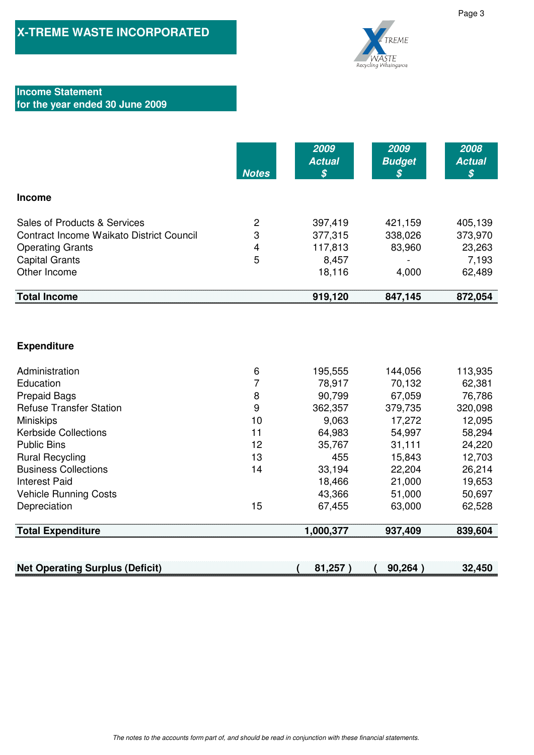# X-TREME WASTE INCORPORATED

## Income Statement
## for the year ended 30 June 2009

| | Notes | 2009 Actual $ | 2009 Budget $ | 2008 Actual $ |
|---|---|---|---|---|
| **Income** | | | | |
| Sales of Products & Services | 2 | 397,419 | 421,159 | 405,139 |
| Contract Income Waikato District Council | 3 | 377,315 | 338,026 | 373,970 |
| Operating Grants | 4 | 117,813 | 83,960 | 23,263 |
| Capital Grants | 5 | 8,457 | - | 7,193 |
| Other Income | | 18,116 | 4,000 | 62,489 |
| **Total Income** | | **919,120** | **847,145** | **872,054** |
| **Expenditure** | | | | |
| Administration | 6 | 195,555 | 144,056 | 113,935 |
| Education | 7 | 78,917 | 70,132 | 62,381 |
| Prepaid Bags | 8 | 90,799 | 67,059 | 76,786 |
| Refuse Transfer Station | 9 | 362,357 | 379,735 | 320,098 |
| Miniskips | 10 | 9,063 | 17,272 | 12,095 |
| Kerbside Collections | 11 | 64,983 | 54,997 | 58,294 |
| Public Bins | 12 | 35,767 | 31,111 | 24,220 |
| Rural Recycling | 13 | 455 | 15,843 | 12,703 |
| Business Collections | 14 | 33,194 | 22,204 | 26,214 |
| Interest Paid | | 18,466 | 21,000 | 19,653 |
| Vehicle Running Costs | | 43,366 | 51,000 | 50,697 |
| Depreciation | 15 | 67,455 | 63,000 | 62,528 |
| **Total Expenditure** | | **1,000,377** | **937,409** | **839,604** |
| **Net Operating Surplus (Deficit)** | | **( 81,257 )** | **( 90,264 )** | **32,450** |

*The notes to the accounts form part of, and should be read in conjunction with these financial statements.*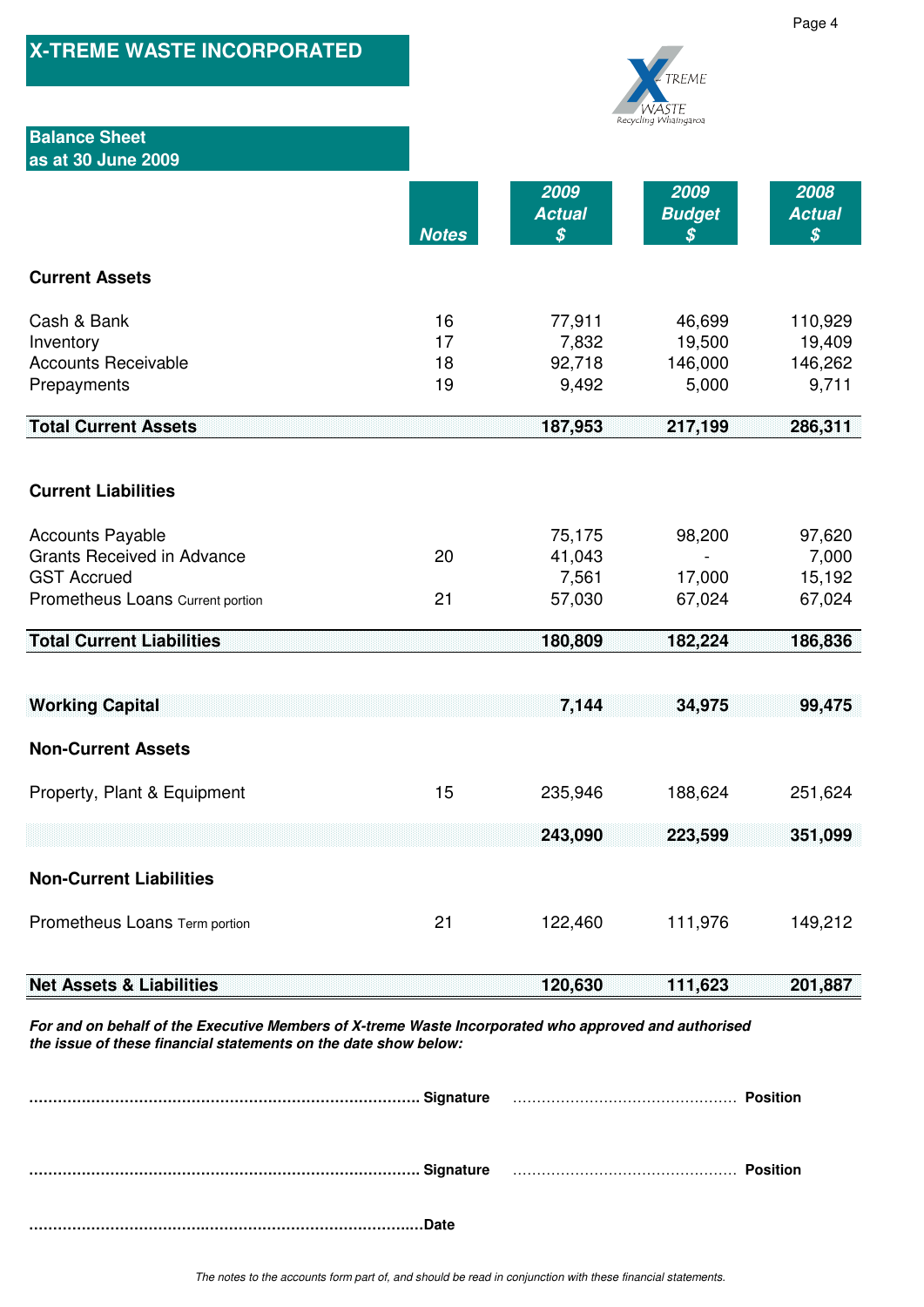# X-TREME WASTE INCORPORATED

## Balance Sheet
## as at 30 June 2009

| | Notes | 2009 Actual $ | 2009 Budget $ | 2008 Actual $ |
|---|---|---|---|---|
| **Current Assets** | | | | |
| Cash & Bank | 16 | 77,911 | 46,699 | 110,929 |
| Inventory | 17 | 7,832 | 19,500 | 19,409 |
| Accounts Receivable | 18 | 92,718 | 146,000 | 146,262 |
| Prepayments | 19 | 9,492 | 5,000 | 9,711 |
| **Total Current Assets** | | **187,953** | **217,199** | **286,311** |
| **Current Liabilities** | | | | |
| Accounts Payable | | 75,175 | 98,200 | 97,620 |
| Grants Received in Advance | 20 | 41,043 | - | 7,000 |
| GST Accrued | | 7,561 | 17,000 | 15,192 |
| Prometheus Loans Current portion | 21 | 57,030 | 67,024 | 67,024 |
| **Total Current Liabilities** | | **180,809** | **182,224** | **186,836** |
| **Working Capital** | | **7,144** | **34,975** | **99,475** |
| **Non-Current Assets** | | | | |
| Property, Plant & Equipment | 15 | 235,946 | 188,624 | 251,624 |
| | | **243,090** | **223,599** | **351,099** |
| **Non-Current Liabilities** | | | | |
| Prometheus Loans Term portion | 21 | 122,460 | 111,976 | 149,212 |
| **Net Assets & Liabilities** | | **120,630** | **111,623** | **201,887** |

***For and on behalf of the Executive Members of X-treme Waste Incorporated who approved and authorised the issue of these financial statements on the date show below:***

**.................................................................................. Signature** .............................................. **Position**

**.................................................................................. Signature** .............................................. **Position**

**..................................................................................Date**

*The notes to the accounts form part of, and should be read in conjunction with these financial statements.*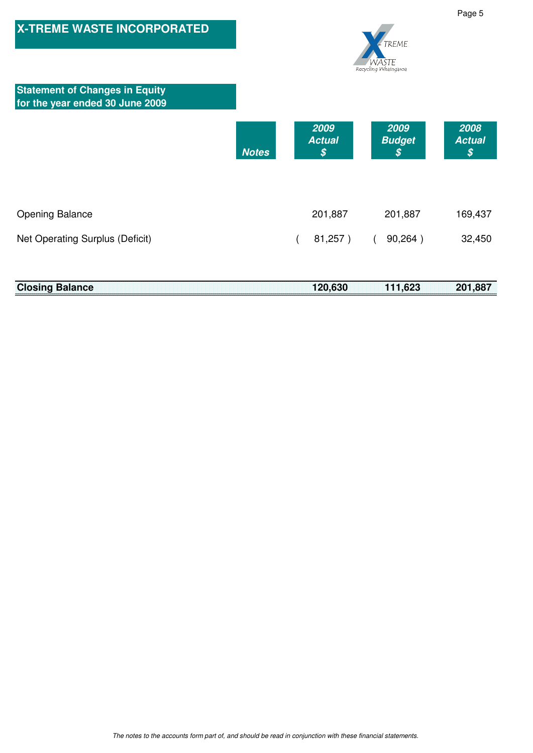# X-TREME WASTE INCORPORATED

## Statement of Changes in Equity
## for the year ended 30 June 2009

| | Notes | 2009 Actual $ | 2009 Budget $ | 2008 Actual $ |
|---|---|---|---|---|
| Opening Balance | | 201,887 | 201,887 | 169,437 |
| Net Operating Surplus (Deficit) | | ( 81,257 ) | ( 90,264 ) | 32,450 |
| **Closing Balance** | | **120,630** | **111,623** | **201,887** |

*The notes to the accounts form part of, and should be read in conjunction with these financial statements.*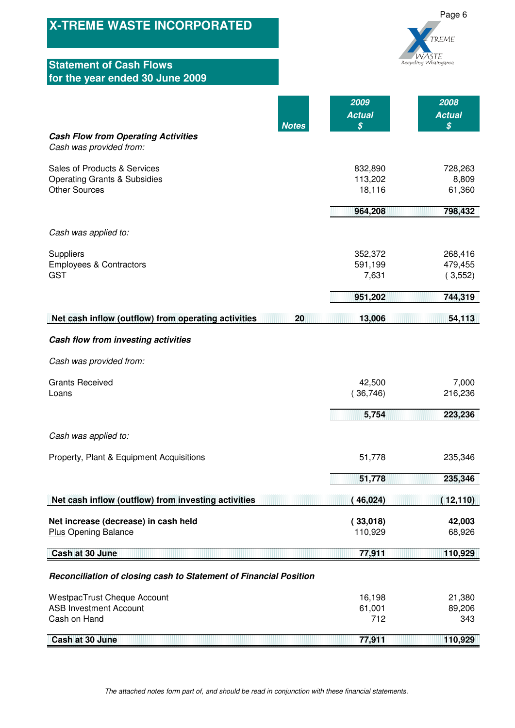# X-TREME WASTE INCORPORATED

## Statement of Cash Flows for the year ended 30 June 2009

| | Notes | 2009 Actual $ | 2008 Actual $ |
|---|---|---|---|
| ***Cash Flow from Operating Activities*** | | | |
| *Cash was provided from:* | | | |
| Sales of Products & Services | | 832,890 | 728,263 |
| Operating Grants & Subsidies | | 113,202 | 8,809 |
| Other Sources | | 18,116 | 61,360 |
| | | **964,208** | **798,432** |
| *Cash was applied to:* | | | |
| Suppliers | | 352,372 | 268,416 |
| Employees & Contractors | | 591,199 | 479,455 |
| GST | | 7,631 | ( 3,552) |
| | | **951,202** | **744,319** |
| **Net cash inflow (outflow) from operating activities** | **20** | **13,006** | **54,113** |
| ***Cash flow from investing activities*** | | | |
| *Cash was provided from:* | | | |
| Grants Received | | 42,500 | 7,000 |
| Loans | | ( 36,746) | 216,236 |
| | | **5,754** | **223,236** |
| *Cash was applied to:* | | | |
| Property, Plant & Equipment Acquisitions | | 51,778 | 235,346 |
| | | **51,778** | **235,346** |
| **Net cash inflow (outflow) from investing activities** | | **( 46,024)** | **( 12,110)** |
| **Net increase (decrease) in cash held** | | **( 33,018)** | **42,003** |
| Plus Opening Balance | | 110,929 | 68,926 |
| **Cash at 30 June** | | **77,911** | **110,929** |
| ***Reconciliation of closing cash to Statement of Financial Position*** | | | |
| WestpacTrust Cheque Account | | 16,198 | 21,380 |
| ASB Investment Account | | 61,001 | 89,206 |
| Cash on Hand | | 712 | 343 |
| **Cash at 30 June** | | **77,911** | **110,929** |

*The attached notes form part of, and should be read in conjunction with these financial statements.*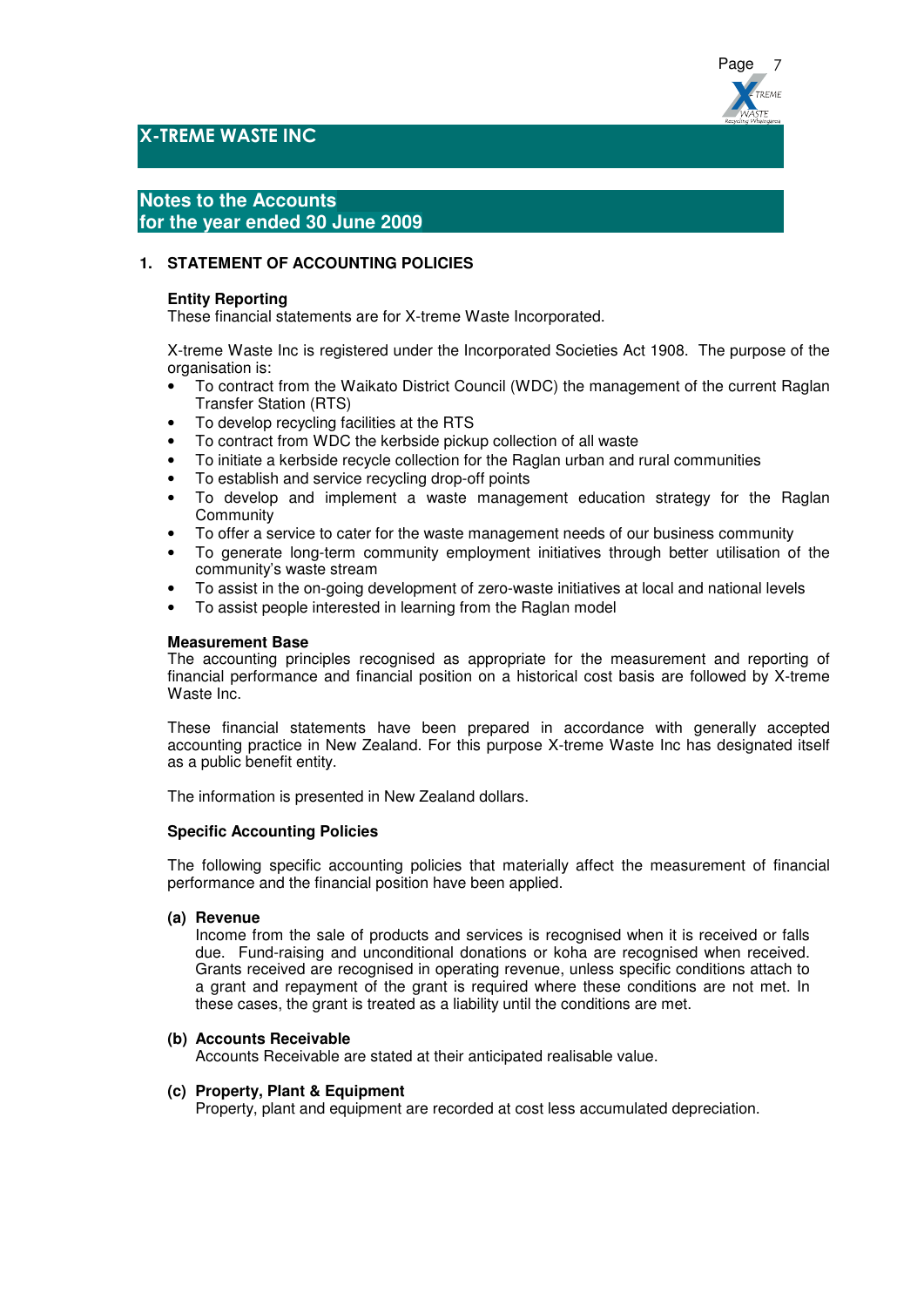# X-TREME WASTE INC

## Notes to the Accounts for the year ended 30 June 2009

### 1. STATEMENT OF ACCOUNTING POLICIES

**Entity Reporting**

These financial statements are for X-treme Waste Incorporated.

X-treme Waste Inc is registered under the Incorporated Societies Act 1908. The purpose of the organisation is:

- To contract from the Waikato District Council (WDC) the management of the current Raglan Transfer Station (RTS)
- To develop recycling facilities at the RTS
- To contract from WDC the kerbside pickup collection of all waste
- To initiate a kerbside recycle collection for the Raglan urban and rural communities
- To establish and service recycling drop-off points
- To develop and implement a waste management education strategy for the Raglan Community
- To offer a service to cater for the waste management needs of our business community
- To generate long-term community employment initiatives through better utilisation of the community's waste stream
- To assist in the on-going development of zero-waste initiatives at local and national levels
- To assist people interested in learning from the Raglan model

**Measurement Base**

The accounting principles recognised as appropriate for the measurement and reporting of financial performance and financial position on a historical cost basis are followed by X-treme Waste Inc.

These financial statements have been prepared in accordance with generally accepted accounting practice in New Zealand. For this purpose X-treme Waste Inc has designated itself as a public benefit entity.

The information is presented in New Zealand dollars.

**Specific Accounting Policies**

The following specific accounting policies that materially affect the measurement of financial performance and the financial position have been applied.

**(a) Revenue**

Income from the sale of products and services is recognised when it is received or falls due. Fund-raising and unconditional donations or koha are recognised when received. Grants received are recognised in operating revenue, unless specific conditions attach to a grant and repayment of the grant is required where these conditions are not met. In these cases, the grant is treated as a liability until the conditions are met.

**(b) Accounts Receivable**

Accounts Receivable are stated at their anticipated realisable value.

**(c) Property, Plant & Equipment**

Property, plant and equipment are recorded at cost less accumulated depreciation.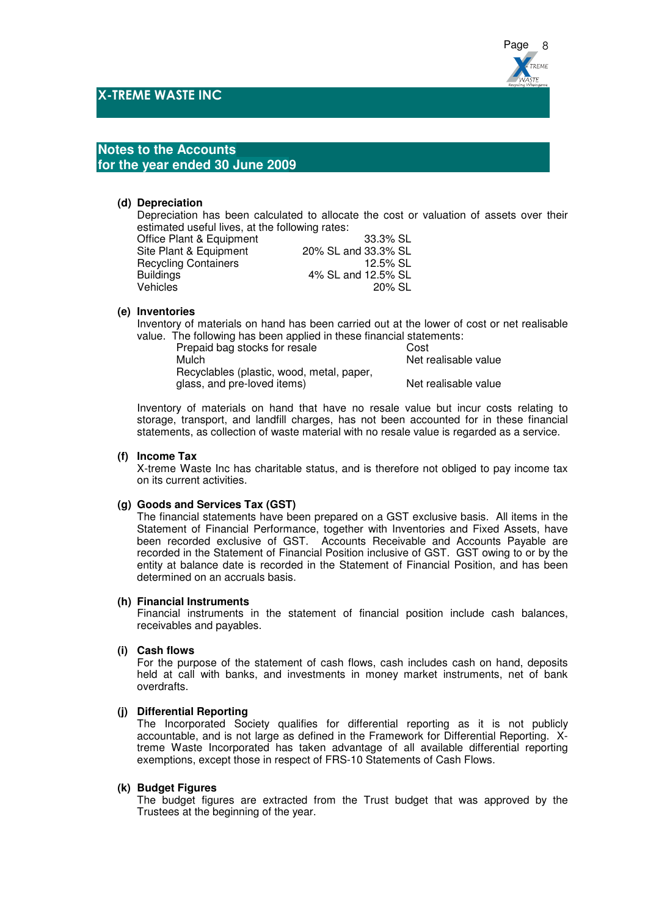# X-TREME WASTE INC

## Notes to the Accounts
## for the year ended 30 June 2009

**(d) Depreciation**

Depreciation has been calculated to allocate the cost or valuation of assets over their estimated useful lives, at the following rates:

| | |
|---|---|
| Office Plant & Equipment | 33.3% SL |
| Site Plant & Equipment | 20% SL and 33.3% SL |
| Recycling Containers | 12.5% SL |
| Buildings | 4% SL and 12.5% SL |
| Vehicles | 20% SL |

**(e) Inventories**

Inventory of materials on hand has been carried out at the lower of cost or net realisable value. The following has been applied in these financial statements:

| | |
|---|---|
| Prepaid bag stocks for resale | Cost |
| Mulch | Net realisable value |
| Recyclables (plastic, wood, metal, paper, glass, and pre-loved items) | Net realisable value |

Inventory of materials on hand that have no resale value but incur costs relating to storage, transport, and landfill charges, has not been accounted for in these financial statements, as collection of waste material with no resale value is regarded as a service.

**(f) Income Tax**

X-treme Waste Inc has charitable status, and is therefore not obliged to pay income tax on its current activities.

**(g) Goods and Services Tax (GST)**

The financial statements have been prepared on a GST exclusive basis. All items in the Statement of Financial Performance, together with Inventories and Fixed Assets, have been recorded exclusive of GST. Accounts Receivable and Accounts Payable are recorded in the Statement of Financial Position inclusive of GST. GST owing to or by the entity at balance date is recorded in the Statement of Financial Position, and has been determined on an accruals basis.

**(h) Financial Instruments**

Financial instruments in the statement of financial position include cash balances, receivables and payables.

**(i) Cash flows**

For the purpose of the statement of cash flows, cash includes cash on hand, deposits held at call with banks, and investments in money market instruments, net of bank overdrafts.

**(j) Differential Reporting**

The Incorporated Society qualifies for differential reporting as it is not publicly accountable, and is not large as defined in the Framework for Differential Reporting. X-treme Waste Incorporated has taken advantage of all available differential reporting exemptions, except those in respect of FRS-10 Statements of Cash Flows.

**(k) Budget Figures**

The budget figures are extracted from the Trust budget that was approved by the Trustees at the beginning of the year.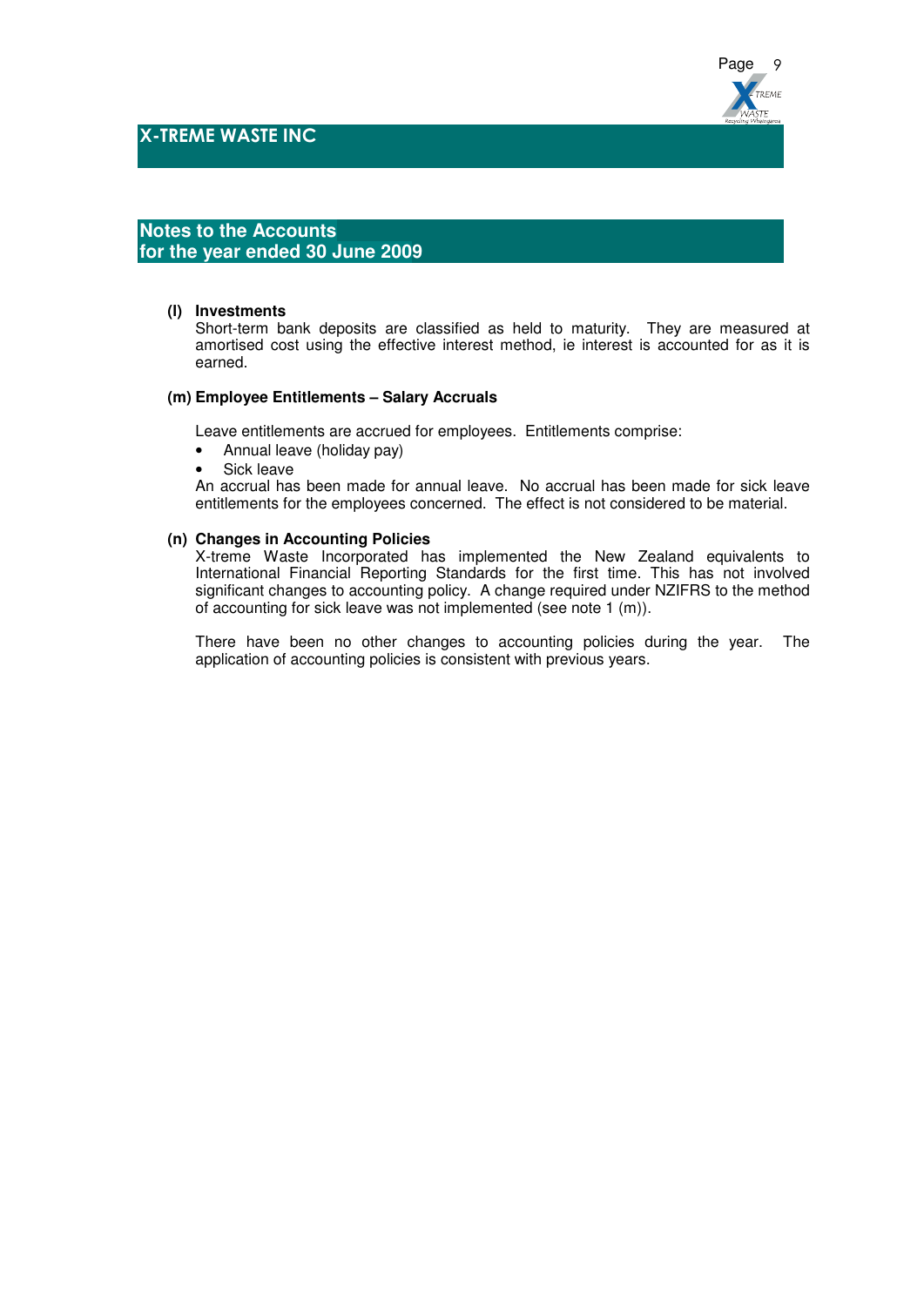# X-TREME WASTE INC

## Notes to the Accounts
## for the year ended 30 June 2009

**(l) Investments**

Short-term bank deposits are classified as held to maturity. They are measured at amortised cost using the effective interest method, ie interest is accounted for as it is earned.

**(m) Employee Entitlements – Salary Accruals**

Leave entitlements are accrued for employees. Entitlements comprise:

- Annual leave (holiday pay)
- Sick leave

An accrual has been made for annual leave. No accrual has been made for sick leave entitlements for the employees concerned. The effect is not considered to be material.

**(n) Changes in Accounting Policies**

X-treme Waste Incorporated has implemented the New Zealand equivalents to International Financial Reporting Standards for the first time. This has not involved significant changes to accounting policy. A change required under NZIFRS to the method of accounting for sick leave was not implemented (see note 1 (m)).

There have been no other changes to accounting policies during the year. The application of accounting policies is consistent with previous years.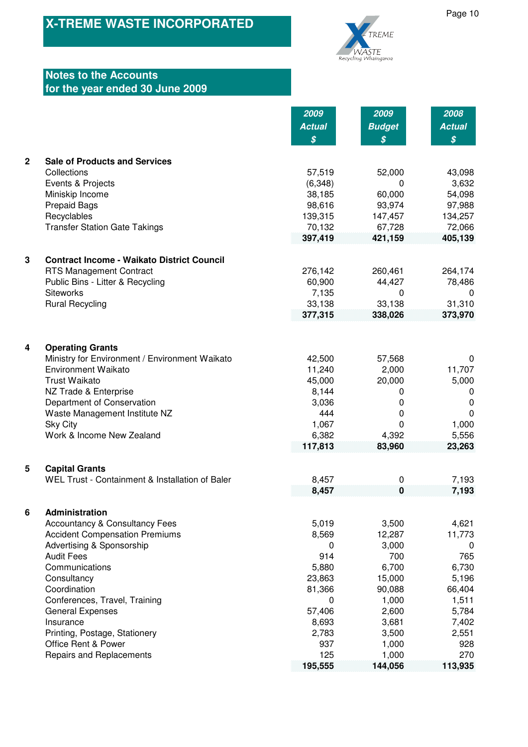# X-TREME WASTE INCORPORATED

## Notes to the Accounts
## for the year ended 30 June 2009

| | | 2009 Actual $ | 2009 Budget $ | 2008 Actual $ |
|---|---|---|---|---|
| **2** | **Sale of Products and Services** | | | |
| | Collections | 57,519 | 52,000 | 43,098 |
| | Events & Projects | (6,348) | 0 | 3,632 |
| | Miniskip Income | 38,185 | 60,000 | 54,098 |
| | Prepaid Bags | 98,616 | 93,974 | 97,988 |
| | Recyclables | 139,315 | 147,457 | 134,257 |
| | Transfer Station Gate Takings | 70,132 | 67,728 | 72,066 |
| | | **397,419** | **421,159** | **405,139** |
| **3** | **Contract Income - Waikato District Council** | | | |
| | RTS Management Contract | 276,142 | 260,461 | 264,174 |
| | Public Bins - Litter & Recycling | 60,900 | 44,427 | 78,486 |
| | Siteworks | 7,135 | 0 | 0 |
| | Rural Recycling | 33,138 | 33,138 | 31,310 |
| | | **377,315** | **338,026** | **373,970** |
| **4** | **Operating Grants** | | | |
| | Ministry for Environment / Environment Waikato | 42,500 | 57,568 | 0 |
| | Environment Waikato | 11,240 | 2,000 | 11,707 |
| | Trust Waikato | 45,000 | 20,000 | 5,000 |
| | NZ Trade & Enterprise | 8,144 | 0 | 0 |
| | Department of Conservation | 3,036 | 0 | 0 |
| | Waste Management Institute NZ | 444 | 0 | 0 |
| | Sky City | 1,067 | 0 | 1,000 |
| | Work & Income New Zealand | 6,382 | 4,392 | 5,556 |
| | | **117,813** | **83,960** | **23,263** |
| **5** | **Capital Grants** | | | |
| | WEL Trust - Containment & Installation of Baler | 8,457 | 0 | 7,193 |
| | | **8,457** | **0** | **7,193** |
| **6** | **Administration** | | | |
| | Accountancy & Consultancy Fees | 5,019 | 3,500 | 4,621 |
| | Accident Compensation Premiums | 8,569 | 12,287 | 11,773 |
| | Advertising & Sponsorship | 0 | 3,000 | 0 |
| | Audit Fees | 914 | 700 | 765 |
| | Communications | 5,880 | 6,700 | 6,730 |
| | Consultancy | 23,863 | 15,000 | 5,196 |
| | Coordination | 81,366 | 90,088 | 66,404 |
| | Conferences, Travel, Training | 0 | 1,000 | 1,511 |
| | General Expenses | 57,406 | 2,600 | 5,784 |
| | Insurance | 8,693 | 3,681 | 7,402 |
| | Printing, Postage, Stationery | 2,783 | 3,500 | 2,551 |
| | Office Rent & Power | 937 | 1,000 | 928 |
| | Repairs and Replacements | 125 | 1,000 | 270 |
| | | **195,555** | **144,056** | **113,935** |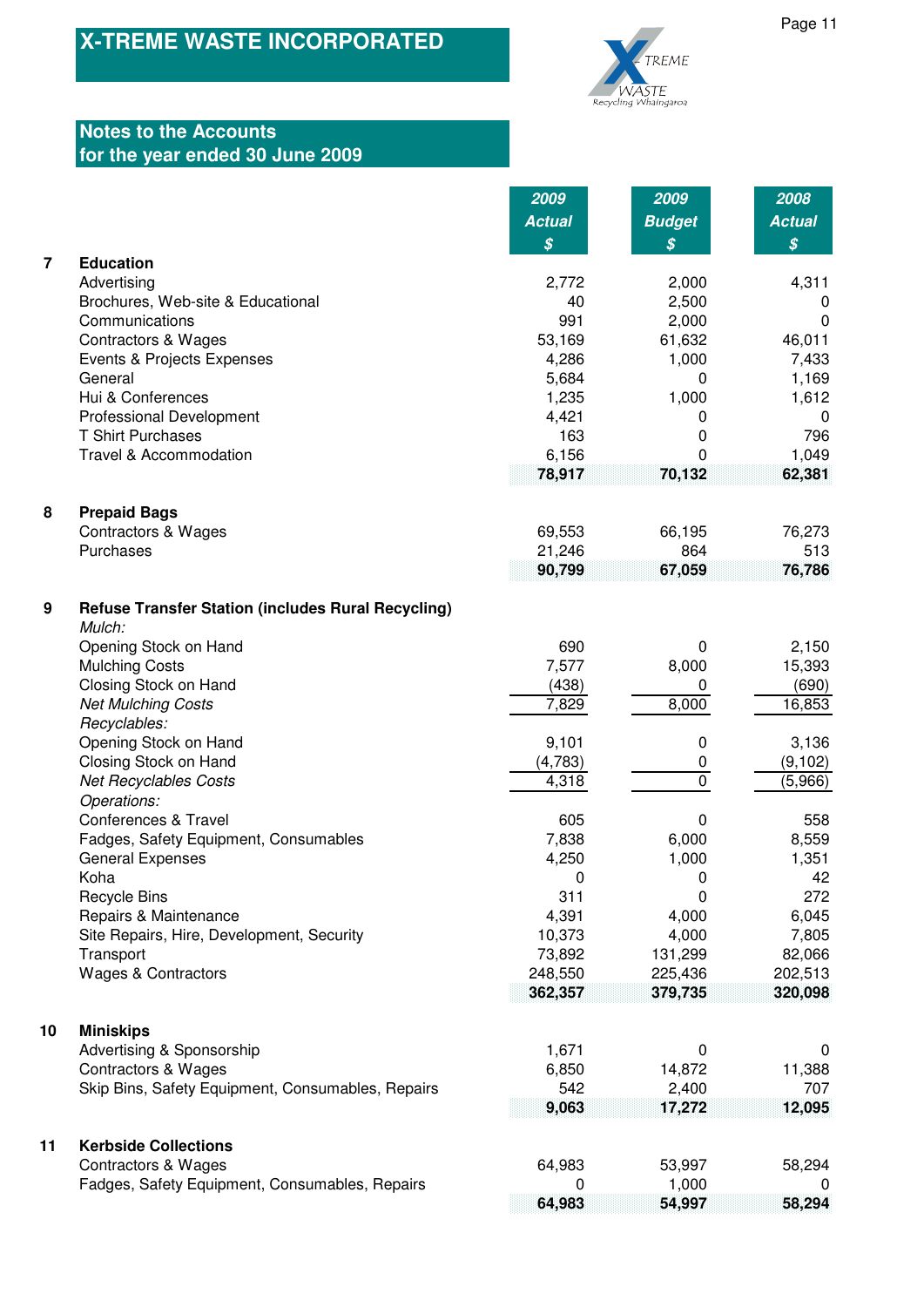# X-TREME WASTE INCORPORATED

## Notes to the Accounts
## for the year ended 30 June 2009

| | | 2009 Actual $ | 2009 Budget $ | 2008 Actual $ |
|---|---|---|---|---|
| **7** | **Education** | | | |
| | Advertising | 2,772 | 2,000 | 4,311 |
| | Brochures, Web-site & Educational | 40 | 2,500 | 0 |
| | Communications | 991 | 2,000 | 0 |
| | Contractors & Wages | 53,169 | 61,632 | 46,011 |
| | Events & Projects Expenses | 4,286 | 1,000 | 7,433 |
| | General | 5,684 | 0 | 1,169 |
| | Hui & Conferences | 1,235 | 1,000 | 1,612 |
| | Professional Development | 4,421 | 0 | 0 |
| | T Shirt Purchases | 163 | 0 | 796 |
| | Travel & Accommodation | 6,156 | 0 | 1,049 |
| | | **78,917** | **70,132** | **62,381** |
| **8** | **Prepaid Bags** | | | |
| | Contractors & Wages | 69,553 | 66,195 | 76,273 |
| | Purchases | 21,246 | 864 | 513 |
| | | **90,799** | **67,059** | **76,786** |
| **9** | **Refuse Transfer Station (includes Rural Recycling)** | | | |
| | *Mulch:* | | | |
| | Opening Stock on Hand | 690 | 0 | 2,150 |
| | Mulching Costs | 7,577 | 8,000 | 15,393 |
| | Closing Stock on Hand | (438) | 0 | (690) |
| | *Net Mulching Costs* | 7,829 | 8,000 | 16,853 |
| | *Recyclables:* | | | |
| | Opening Stock on Hand | 9,101 | 0 | 3,136 |
| | Closing Stock on Hand | (4,783) | 0 | (9,102) |
| | *Net Recyclables Costs* | 4,318 | 0 | (5,966) |
| | *Operations:* | | | |
| | Conferences & Travel | 605 | 0 | 558 |
| | Fadges, Safety Equipment, Consumables | 7,838 | 6,000 | 8,559 |
| | General Expenses | 4,250 | 1,000 | 1,351 |
| | Koha | 0 | 0 | 42 |
| | Recycle Bins | 311 | 0 | 272 |
| | Repairs & Maintenance | 4,391 | 4,000 | 6,045 |
| | Site Repairs, Hire, Development, Security | 10,373 | 4,000 | 7,805 |
| | Transport | 73,892 | 131,299 | 82,066 |
| | Wages & Contractors | 248,550 | 225,436 | 202,513 |
| | | **362,357** | **379,735** | **320,098** |
| **10** | **Miniskips** | | | |
| | Advertising & Sponsorship | 1,671 | 0 | 0 |
| | Contractors & Wages | 6,850 | 14,872 | 11,388 |
| | Skip Bins, Safety Equipment, Consumables, Repairs | 542 | 2,400 | 707 |
| | | **9,063** | **17,272** | **12,095** |
| **11** | **Kerbside Collections** | | | |
| | Contractors & Wages | 64,983 | 53,997 | 58,294 |
| | Fadges, Safety Equipment, Consumables, Repairs | 0 | 1,000 | 0 |
| | | **64,983** | **54,997** | **58,294** |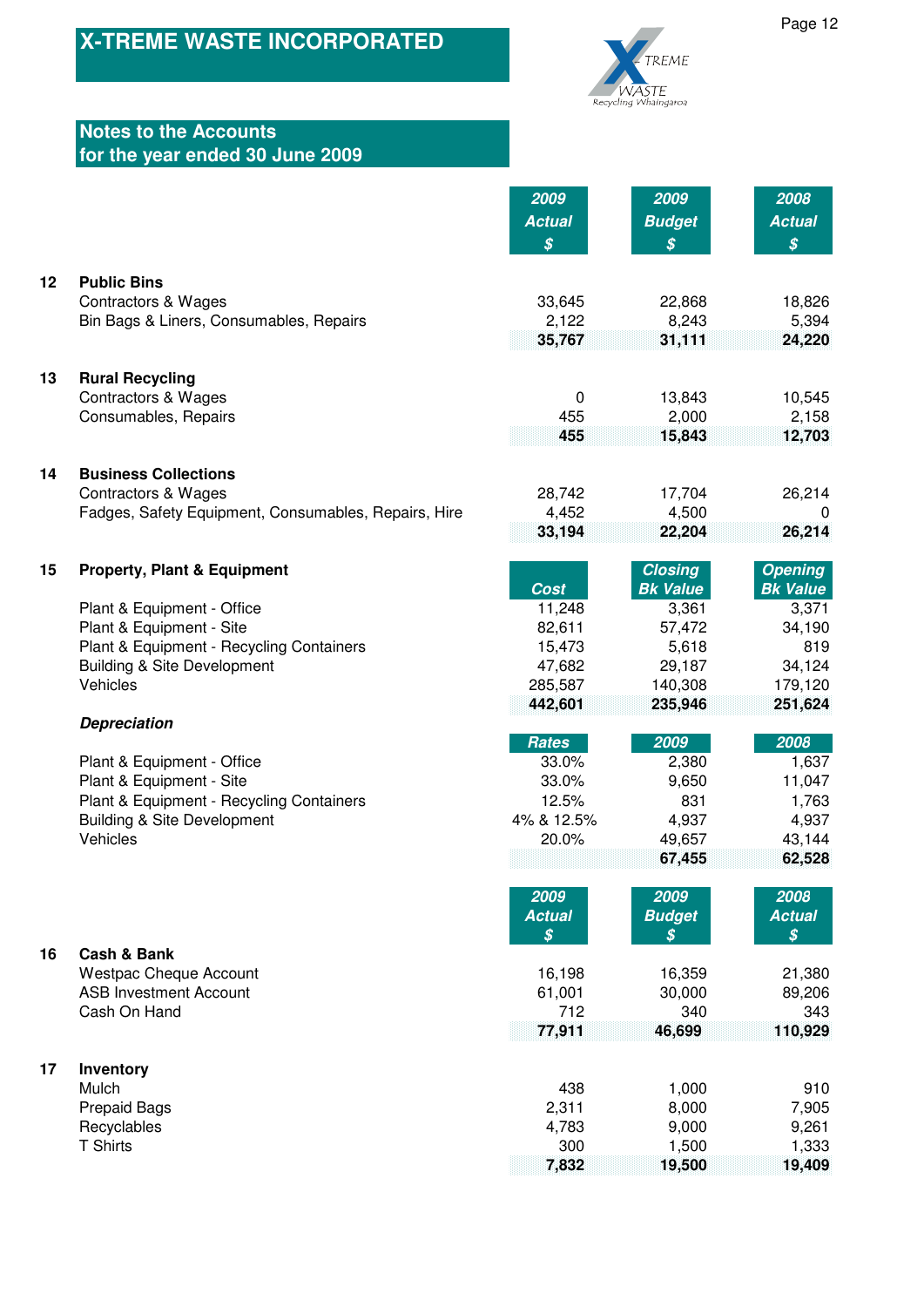# X-TREME WASTE INCORPORATED

## Notes to the Accounts for the year ended 30 June 2009

| | | 2009 Actual $ | 2009 Budget $ | 2008 Actual $ |
|---|---|---|---|---|
| **12** | **Public Bins** | | | |
| | Contractors & Wages | 33,645 | 22,868 | 18,826 |
| | Bin Bags & Liners, Consumables, Repairs | 2,122 | 8,243 | 5,394 |
| | | **35,767** | **31,111** | **24,220** |
| **13** | **Rural Recycling** | | | |
| | Contractors & Wages | 0 | 13,843 | 10,545 |
| | Consumables, Repairs | 455 | 2,000 | 2,158 |
| | | **455** | **15,843** | **12,703** |
| **14** | **Business Collections** | | | |
| | Contractors & Wages | 28,742 | 17,704 | 26,214 |
| | Fadges, Safety Equipment, Consumables, Repairs, Hire | 4,452 | 4,500 | 0 |
| | | **33,194** | **22,204** | **26,214** |

| | | Cost | Closing Bk Value | Opening Bk Value |
|---|---|---|---|---|
| **15** | **Property, Plant & Equipment** | | | |
| | Plant & Equipment - Office | 11,248 | 3,361 | 3,371 |
| | Plant & Equipment - Site | 82,611 | 57,472 | 34,190 |
| | Plant & Equipment - Recycling Containers | 15,473 | 5,618 | 819 |
| | Building & Site Development | 47,682 | 29,187 | 34,124 |
| | Vehicles | 285,587 | 140,308 | 179,120 |
| | | **442,601** | **235,946** | **251,624** |

| | *Depreciation* | Rates | 2009 | 2008 |
|---|---|---|---|---|
| | Plant & Equipment - Office | 33.0% | 2,380 | 1,637 |
| | Plant & Equipment - Site | 33.0% | 9,650 | 11,047 |
| | Plant & Equipment - Recycling Containers | 12.5% | 831 | 1,763 |
| | Building & Site Development | 4% & 12.5% | 4,937 | 4,937 |
| | Vehicles | 20.0% | 49,657 | 43,144 |
| | | | **67,455** | **62,528** |

| | | 2009 Actual $ | 2009 Budget $ | 2008 Actual $ |
|---|---|---|---|---|
| **16** | **Cash & Bank** | | | |
| | Westpac Cheque Account | 16,198 | 16,359 | 21,380 |
| | ASB Investment Account | 61,001 | 30,000 | 89,206 |
| | Cash On Hand | 712 | 340 | 343 |
| | | **77,911** | **46,699** | **110,929** |
| **17** | **Inventory** | | | |
| | Mulch | 438 | 1,000 | 910 |
| | Prepaid Bags | 2,311 | 8,000 | 7,905 |
| | Recyclables | 4,783 | 9,000 | 9,261 |
| | T Shirts | 300 | 1,500 | 1,333 |
| | | **7,832** | **19,500** | **19,409** |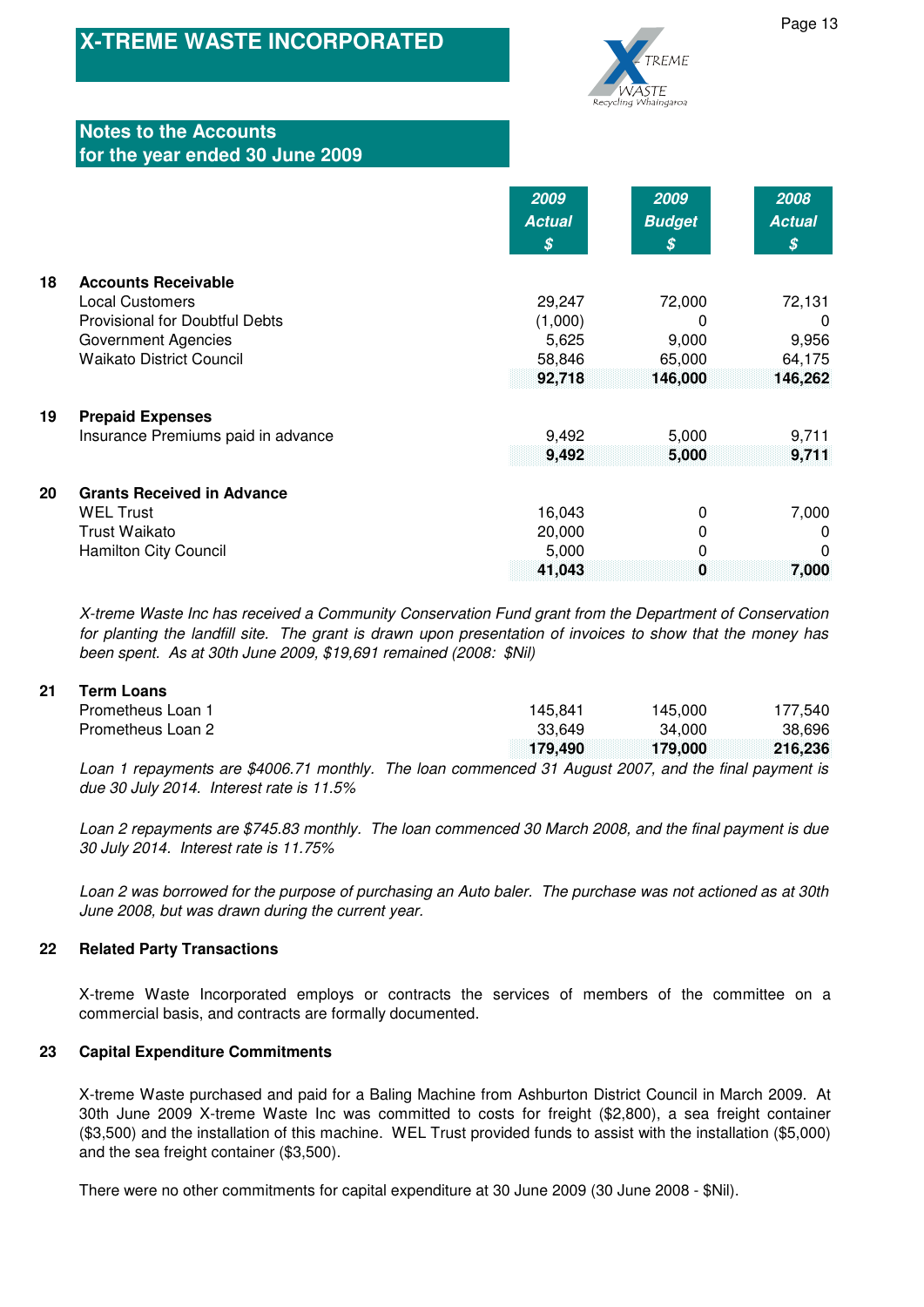# X-TREME WASTE INCORPORATED

## Notes to the Accounts
## for the year ended 30 June 2009

| | | 2009 Actual $ | 2009 Budget $ | 2008 Actual $ |
|---|---|---|---|---|
| **18** | **Accounts Receivable** | | | |
| | Local Customers | 29,247 | 72,000 | 72,131 |
| | Provisional for Doubtful Debts | (1,000) | 0 | 0 |
| | Government Agencies | 5,625 | 9,000 | 9,956 |
| | Waikato District Council | 58,846 | 65,000 | 64,175 |
| | | **92,718** | **146,000** | **146,262** |
| **19** | **Prepaid Expenses** | | | |
| | Insurance Premiums paid in advance | 9,492 | 5,000 | 9,711 |
| | | **9,492** | **5,000** | **9,711** |
| **20** | **Grants Received in Advance** | | | |
| | WEL Trust | 16,043 | 0 | 7,000 |
| | Trust Waikato | 20,000 | 0 | 0 |
| | Hamilton City Council | 5,000 | 0 | 0 |
| | | **41,043** | **0** | **7,000** |

*X-treme Waste Inc has received a Community Conservation Fund grant from the Department of Conservation for planting the landfill site. The grant is drawn upon presentation of invoices to show that the money has been spent. As at 30th June 2009, $19,691 remained (2008: $Nil)*

| | | 2009 Actual $ | 2009 Budget $ | 2008 Actual $ |
|---|---|---|---|---|
| **21** | **Term Loans** | | | |
| | Prometheus Loan 1 | 145,841 | 145,000 | 177,540 |
| | Prometheus Loan 2 | 33,649 | 34,000 | 38,696 |
| | | **179,490** | **179,000** | **216,236** |

*Loan 1 repayments are $4006.71 monthly. The loan commenced 31 August 2007, and the final payment is due 30 July 2014. Interest rate is 11.5%*

*Loan 2 repayments are $745.83 monthly. The loan commenced 30 March 2008, and the final payment is due 30 July 2014. Interest rate is 11.75%*

*Loan 2 was borrowed for the purpose of purchasing an Auto baler. The purchase was not actioned as at 30th June 2008, but was drawn during the current year.*

**22 Related Party Transactions**

X-treme Waste Incorporated employs or contracts the services of members of the committee on a commercial basis, and contracts are formally documented.

**23 Capital Expenditure Commitments**

X-treme Waste purchased and paid for a Baling Machine from Ashburton District Council in March 2009. At 30th June 2009 X-treme Waste Inc was committed to costs for freight ($2,800), a sea freight container ($3,500) and the installation of this machine. WEL Trust provided funds to assist with the installation ($5,000) and the sea freight container ($3,500).

There were no other commitments for capital expenditure at 30 June 2009 (30 June 2008 - $Nil).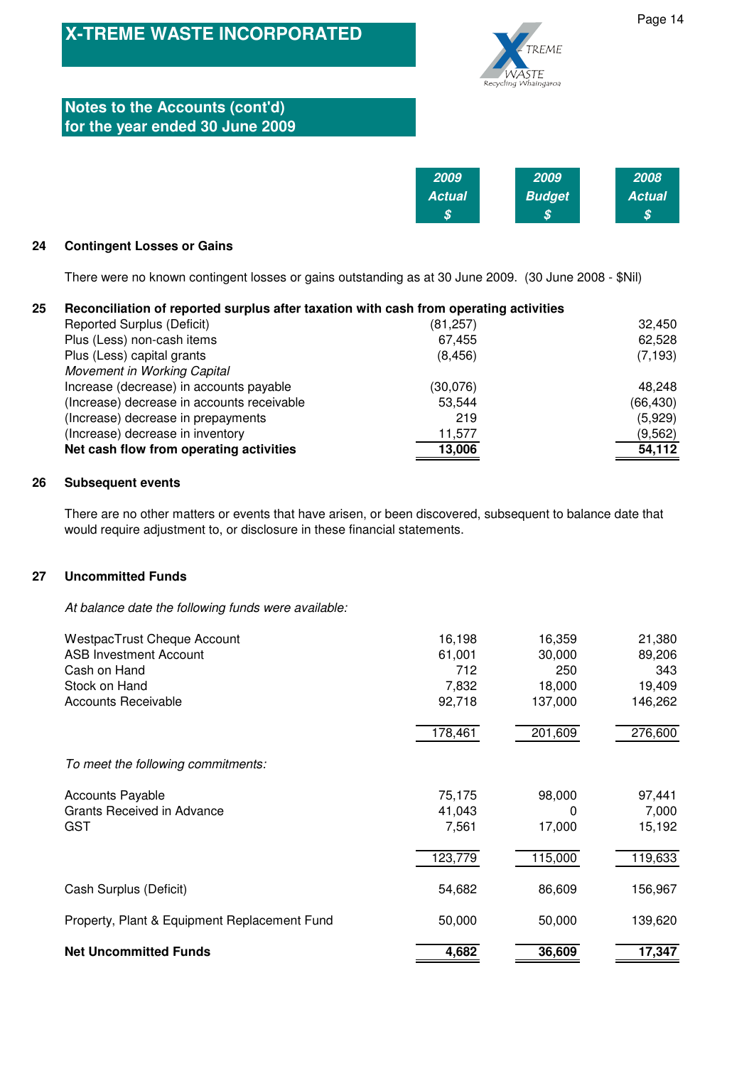# X-TREME WASTE INCORPORATED

## Notes to the Accounts (cont'd) for the year ended 30 June 2009

### 24 Contingent Losses or Gains

There were no known contingent losses or gains outstanding as at 30 June 2009. (30 June 2008 - $Nil)

### 25 Reconciliation of reported surplus after taxation with cash from operating activities

| | 2009 Actual $ | 2009 Budget $ | 2008 Actual $ |
|---|---|---|---|
| Reported Surplus (Deficit) | (81,257) | | 32,450 |
| Plus (Less) non-cash items | 67,455 | | 62,528 |
| Plus (Less) capital grants | (8,456) | | (7,193) |
| *Movement in Working Capital* | | | |
| Increase (decrease) in accounts payable | (30,076) | | 48,248 |
| (Increase) decrease in accounts receivable | 53,544 | | (66,430) |
| (Increase) decrease in prepayments | 219 | | (5,929) |
| (Increase) decrease in inventory | 11,577 | | (9,562) |
| **Net cash flow from operating activities** | **13,006** | | **54,112** |

### 26 Subsequent events

There are no other matters or events that have arisen, or been discovered, subsequent to balance date that would require adjustment to, or disclosure in these financial statements.

### 27 Uncommitted Funds

*At balance date the following funds were available:*

| | 2009 Actual $ | 2009 Budget $ | 2008 Actual $ |
|---|---|---|---|
| WestpacTrust Cheque Account | 16,198 | 16,359 | 21,380 |
| ASB Investment Account | 61,001 | 30,000 | 89,206 |
| Cash on Hand | 712 | 250 | 343 |
| Stock on Hand | 7,832 | 18,000 | 19,409 |
| Accounts Receivable | 92,718 | 137,000 | 146,262 |
| | 178,461 | 201,609 | 276,600 |
| *To meet the following commitments:* | | | |
| Accounts Payable | 75,175 | 98,000 | 97,441 |
| Grants Received in Advance | 41,043 | 0 | 7,000 |
| GST | 7,561 | 17,000 | 15,192 |
| | 123,779 | 115,000 | 119,633 |
| Cash Surplus (Deficit) | 54,682 | 86,609 | 156,967 |
| Property, Plant & Equipment Replacement Fund | 50,000 | 50,000 | 139,620 |
| **Net Uncommitted Funds** | **4,682** | **36,609** | **17,347** |